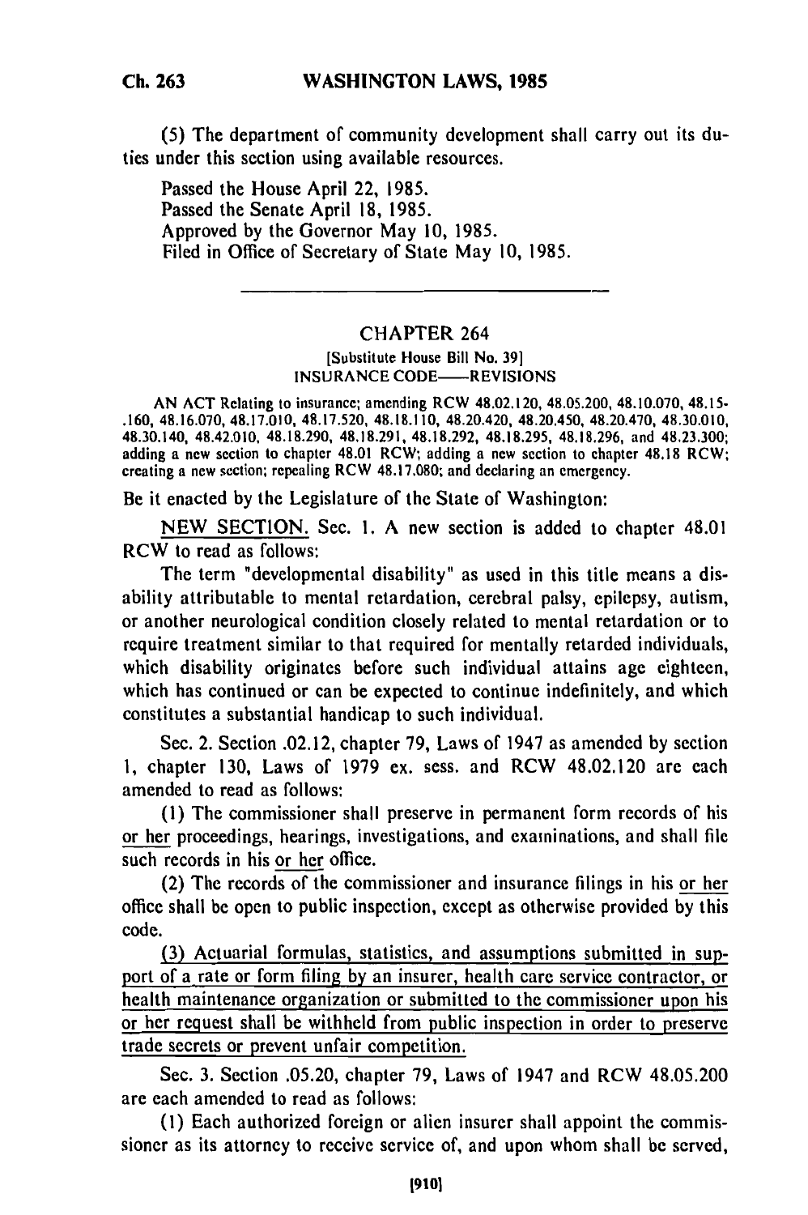(5) The department of community development shall carry out its duties under this section using available resources.

Passed the House April 22, 1985.
Passed the Senate April 18, 1985.
Approved by the Governor May 10, 1985.
Filed in Office of Secretary of State May 10, 1985.

---

## CHAPTER 264

[Substitute House Bill No. 39]
INSURANCE CODE——REVISIONS

AN ACT Relating to insurance; amending RCW 48.02.120, 48.05.200, 48.10.070, 48.15.160, 48.16.070, 48.17.010, 48.17.520, 48.18.110, 48.20.420, 48.20.450, 48.20.470, 48.30.010, 48.30.140, 48.42.010, 48.18.290, 48.18.291, 48.18.292, 48.18.295, 48.18.296, and 48.23.300; adding a new section to chapter 48.01 RCW; adding a new section to chapter 48.18 RCW; creating a new section; repealing RCW 48.17.080; and declaring an emergency.

Be it enacted by the Legislature of the State of Washington:

NEW SECTION. Sec. 1. A new section is added to chapter 48.01 RCW to read as follows:

The term "developmental disability" as used in this title means a disability attributable to mental retardation, cerebral palsy, epilepsy, autism, or another neurological condition closely related to mental retardation or to require treatment similar to that required for mentally retarded individuals, which disability originates before such individual attains age eighteen, which has continued or can be expected to continue indefinitely, and which constitutes a substantial handicap to such individual.

Sec. 2. Section .02.12, chapter 79, Laws of 1947 as amended by section 1, chapter 130, Laws of 1979 ex. sess. and RCW 48.02.120 are each amended to read as follows:

(1) The commissioner shall preserve in permanent form records of his or her proceedings, hearings, investigations, and examinations, and shall file such records in his or her office.

(2) The records of the commissioner and insurance filings in his or her office shall be open to public inspection, except as otherwise provided by this code.

(3) Actuarial formulas, statistics, and assumptions submitted in support of a rate or form filing by an insurer, health care service contractor, or health maintenance organization or submitted to the commissioner upon his or her request shall be withheld from public inspection in order to preserve trade secrets or prevent unfair competition.

Sec. 3. Section .05.20, chapter 79, Laws of 1947 and RCW 48.05.200 are each amended to read as follows:

(1) Each authorized foreign or alien insurer shall appoint the commissioner as its attorney to receive service of, and upon whom shall be served,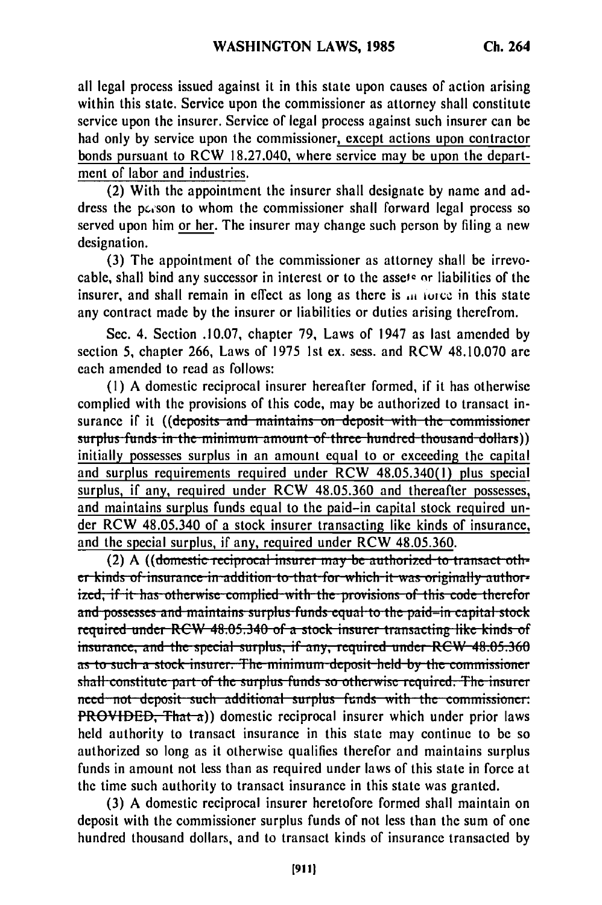all legal process issued against it in this state upon causes of action arising within this state. Service upon the commissioner as attorney shall constitute service upon the insurer. Service of legal process against such insurer can be had only by service upon the commissioner, except actions upon contractor bonds pursuant to RCW 18.27.040, where service may be upon the department of labor and industries.

(2) With the appointment the insurer shall designate by name and address the person to whom the commissioner shall forward legal process so served upon him or her. The insurer may change such person by filing a new designation.

(3) The appointment of the commissioner as attorney shall be irrevocable, shall bind any successor in interest or to the assets or liabilities of the insurer, and shall remain in effect as long as there is in force in this state any contract made by the insurer or liabilities or duties arising therefrom.

Sec. 4. Section .10.07, chapter 79, Laws of 1947 as last amended by section 5, chapter 266, Laws of 1975 1st ex. sess. and RCW 48.10.070 are each amended to read as follows:

(1) A domestic reciprocal insurer hereafter formed, if it has otherwise complied with the provisions of this code, may be authorized to transact insurance if it ((~~deposits and maintains on deposit with the commissioner surplus funds in the minimum amount of three hundred thousand dollars~~)) initially possesses surplus in an amount equal to or exceeding the capital and surplus requirements required under RCW 48.05.340(1) plus special surplus, if any, required under RCW 48.05.360 and thereafter possesses, and maintains surplus funds equal to the paid-in capital stock required under RCW 48.05.340 of a stock insurer transacting like kinds of insurance, and the special surplus, if any, required under RCW 48.05.360.

(2) A ((~~domestic reciprocal insurer may be authorized to transact other kinds of insurance in addition to that for which it was originally authorized, if it has otherwise complied with the provisions of this code therefor and possesses and maintains surplus funds equal to the paid-in capital stock required under RCW 48.05.340 of a stock insurer transacting like kinds of insurance, and the special surplus, if any, required under RCW 48.05.360 as to such a stock insurer. The minimum deposit held by the commissioner shall constitute part of the surplus funds so otherwise required. The insurer need not deposit such additional surplus funds with the commissioner: PROVIDED, That a~~)) domestic reciprocal insurer which under prior laws held authority to transact insurance in this state may continue to be so authorized so long as it otherwise qualifies therefor and maintains surplus funds in amount not less than as required under laws of this state in force at the time such authority to transact insurance in this state was granted.

(3) A domestic reciprocal insurer heretofore formed shall maintain on deposit with the commissioner surplus funds of not less than the sum of one hundred thousand dollars, and to transact kinds of insurance transacted by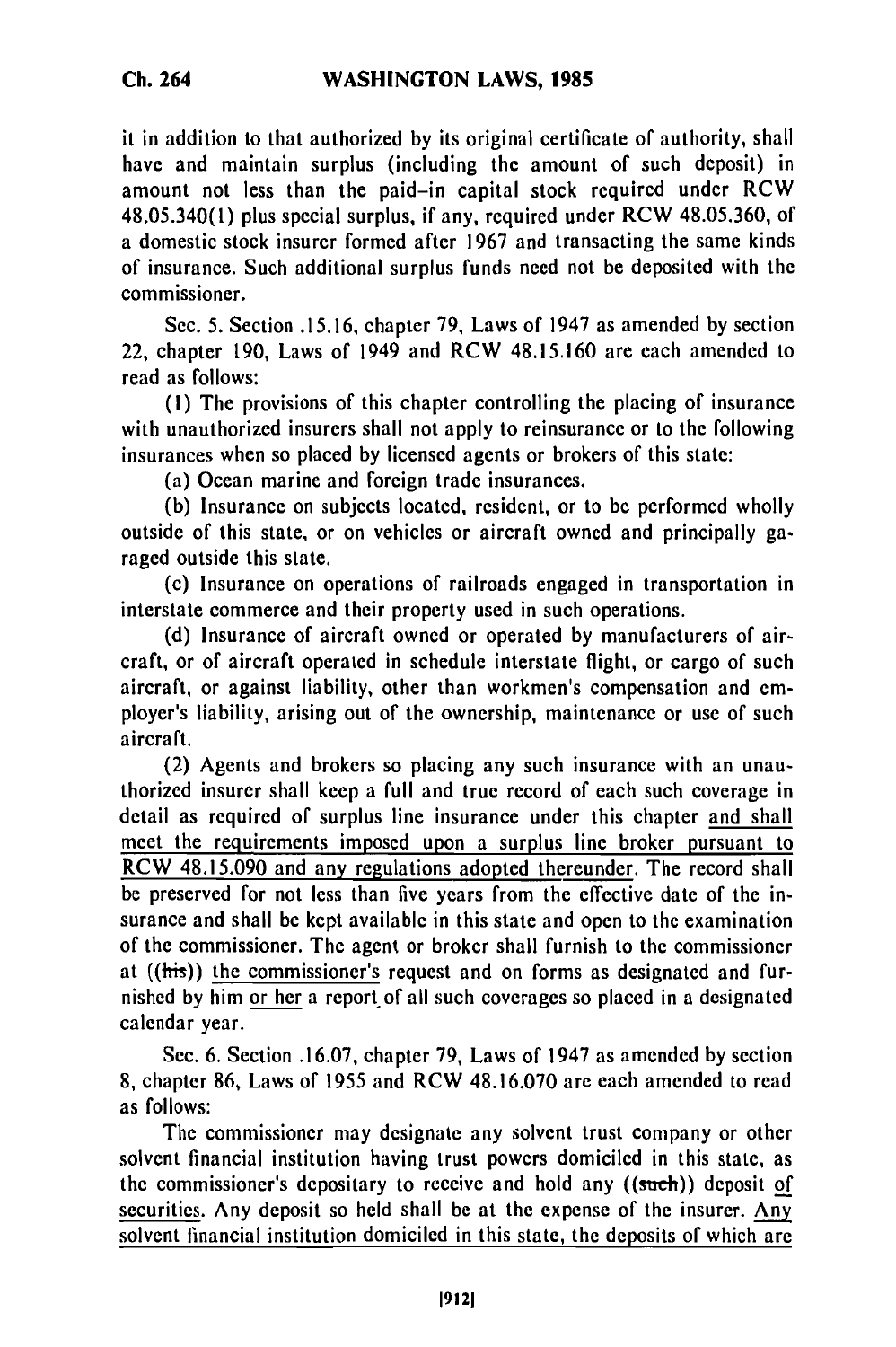it in addition to that authorized by its original certificate of authority, shall have and maintain surplus (including the amount of such deposit) in amount not less than the paid-in capital stock required under RCW 48.05.340(1) plus special surplus, if any, required under RCW 48.05.360, of a domestic stock insurer formed after 1967 and transacting the same kinds of insurance. Such additional surplus funds need not be deposited with the commissioner.

Sec. 5. Section .15.16, chapter 79, Laws of 1947 as amended by section 22, chapter 190, Laws of 1949 and RCW 48.15.160 are each amended to read as follows:

(1) The provisions of this chapter controlling the placing of insurance with unauthorized insurers shall not apply to reinsurance or to the following insurances when so placed by licensed agents or brokers of this state:

(a) Ocean marine and foreign trade insurances.

(b) Insurance on subjects located, resident, or to be performed wholly outside of this state, or on vehicles or aircraft owned and principally garaged outside this state.

(c) Insurance on operations of railroads engaged in transportation in interstate commerce and their property used in such operations.

(d) Insurance of aircraft owned or operated by manufacturers of aircraft, or of aircraft operated in schedule interstate flight, or cargo of such aircraft, or against liability, other than workmen's compensation and employer's liability, arising out of the ownership, maintenance or use of such aircraft.

(2) Agents and brokers so placing any such insurance with an unauthorized insurer shall keep a full and true record of each such coverage in detail as required of surplus line insurance under this chapter <u>and shall meet the requirements imposed upon a surplus line broker pursuant to RCW 48.15.090 and any regulations adopted thereunder</u>. The record shall be preserved for not less than five years from the effective date of the insurance and shall be kept available in this state and open to the examination of the commissioner. The agent or broker shall furnish to the commissioner at ((~~his~~)) <u>the commissioner's</u> request and on forms as designated and furnished by him <u>or her</u> a report of all such coverages so placed in a designated calendar year.

Sec. 6. Section .16.07, chapter 79, Laws of 1947 as amended by section 8, chapter 86, Laws of 1955 and RCW 48.16.070 are each amended to read as follows:

The commissioner may designate any solvent trust company or other solvent financial institution having trust powers domiciled in this state, as the commissioner's depositary to receive and hold any ((~~such~~)) deposit <u>of securities</u>. Any deposit so held shall be at the expense of the insurer. <u>Any solvent financial institution domiciled in this state, the deposits of which are</u>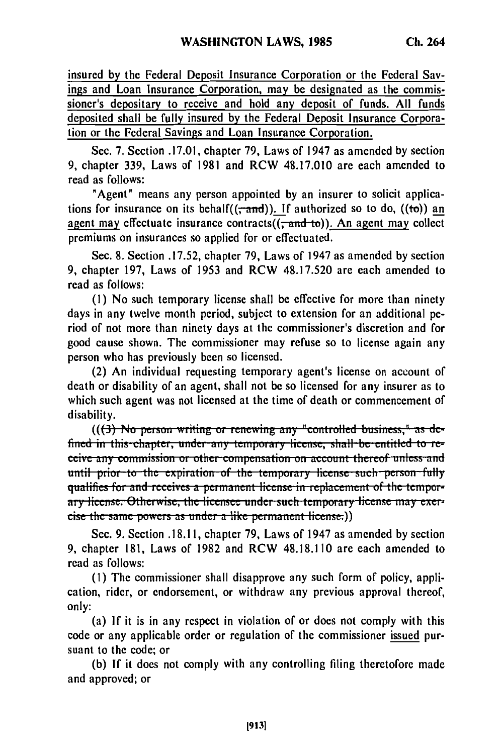insured by the Federal Deposit Insurance Corporation or the Federal Savings and Loan Insurance Corporation, may be designated as the commissioner's depositary to receive and hold any deposit of funds. All funds deposited shall be fully insured by the Federal Deposit Insurance Corporation or the Federal Savings and Loan Insurance Corporation.

Sec. 7. Section .17.01, chapter 79, Laws of 1947 as amended by section 9, chapter 339, Laws of 1981 and RCW 48.17.010 are each amended to read as follows:

"Agent" means any person appointed by an insurer to solicit applications for insurance on its behalf((~~, and~~)). If authorized so to do, ((~~to~~)) an agent may effectuate insurance contracts((~~, and to~~)). An agent may collect premiums on insurances so applied for or effectuated.

Sec. 8. Section .17.52, chapter 79, Laws of 1947 as amended by section 9, chapter 197, Laws of 1953 and RCW 48.17.520 are each amended to read as follows:

(1) No such temporary license shall be effective for more than ninety days in any twelve month period, subject to extension for an additional period of not more than ninety days at the commissioner's discretion and for good cause shown. The commissioner may refuse so to license again any person who has previously been so licensed.

(2) An individual requesting temporary agent's license on account of death or disability of an agent, shall not be so licensed for any insurer as to which such agent was not licensed at the time of death or commencement of disability.

((~~(3) No person writing or renewing any "controlled business," as defined in this chapter, under any temporary license, shall be entitled to receive any commission or other compensation on account thereof unless and until prior to the expiration of the temporary license such person fully qualifies for and receives a permanent license in replacement of the temporary license. Otherwise, the licensee under such temporary license may exercise the same powers as under a like permanent license.~~))

Sec. 9. Section .18.11, chapter 79, Laws of 1947 as amended by section 9, chapter 181, Laws of 1982 and RCW 48.18.110 are each amended to read as follows:

(1) The commissioner shall disapprove any such form of policy, application, rider, or endorsement, or withdraw any previous approval thereof, only:

(a) If it is in any respect in violation of or does not comply with this code or any applicable order or regulation of the commissioner issued pursuant to the code; or

(b) If it does not comply with any controlling filing theretofore made and approved; or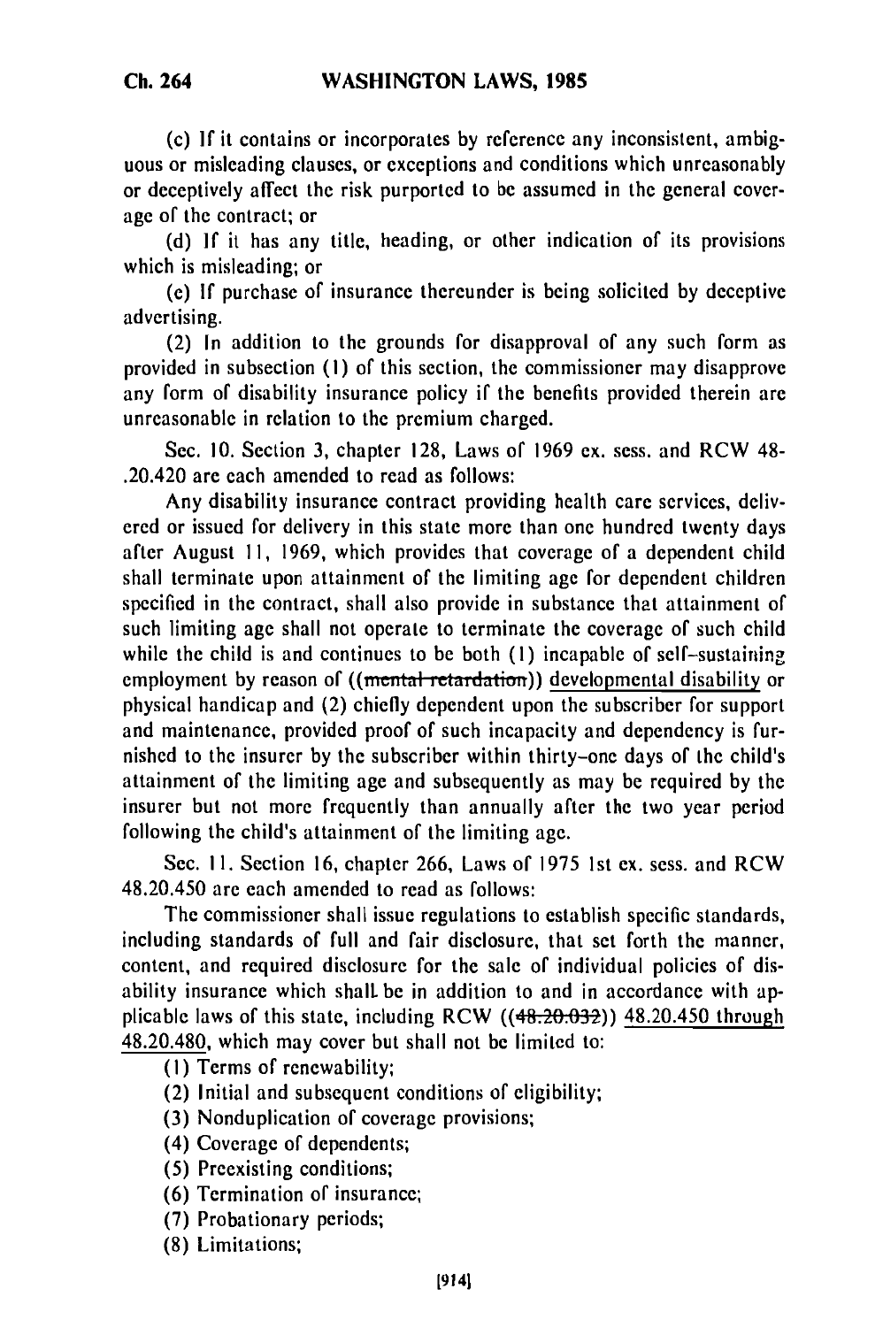(c) If it contains or incorporates by reference any inconsistent, ambiguous or misleading clauses, or exceptions and conditions which unreasonably or deceptively affect the risk purported to be assumed in the general coverage of the contract; or

(d) If it has any title, heading, or other indication of its provisions which is misleading; or

(e) If purchase of insurance thereunder is being solicited by deceptive advertising.

(2) In addition to the grounds for disapproval of any such form as provided in subsection (1) of this section, the commissioner may disapprove any form of disability insurance policy if the benefits provided therein are unreasonable in relation to the premium charged.

Sec. 10. Section 3, chapter 128, Laws of 1969 ex. sess. and RCW 48.20.420 are each amended to read as follows:

Any disability insurance contract providing health care services, delivered or issued for delivery in this state more than one hundred twenty days after August 11, 1969, which provides that coverage of a dependent child shall terminate upon attainment of the limiting age for dependent children specified in the contract, shall also provide in substance that attainment of such limiting age shall not operate to terminate the coverage of such child while the child is and continues to be both (1) incapable of self-sustaining employment by reason of ((~~mental retardation~~)) developmental disability or physical handicap and (2) chiefly dependent upon the subscriber for support and maintenance, provided proof of such incapacity and dependency is furnished to the insurer by the subscriber within thirty-one days of the child's attainment of the limiting age and subsequently as may be required by the insurer but not more frequently than annually after the two year period following the child's attainment of the limiting age.

Sec. 11. Section 16, chapter 266, Laws of 1975 1st ex. sess. and RCW 48.20.450 are each amended to read as follows:

The commissioner shall issue regulations to establish specific standards, including standards of full and fair disclosure, that set forth the manner, content, and required disclosure for the sale of individual policies of disability insurance which shall be in addition to and in accordance with applicable laws of this state, including RCW ((~~48.20.032~~)) 48.20.450 through 48.20.480, which may cover but shall not be limited to:

(1) Terms of renewability;

(2) Initial and subsequent conditions of eligibility;

(3) Nonduplication of coverage provisions;

(4) Coverage of dependents;

(5) Preexisting conditions;

(6) Termination of insurance;

(7) Probationary periods;

(8) Limitations;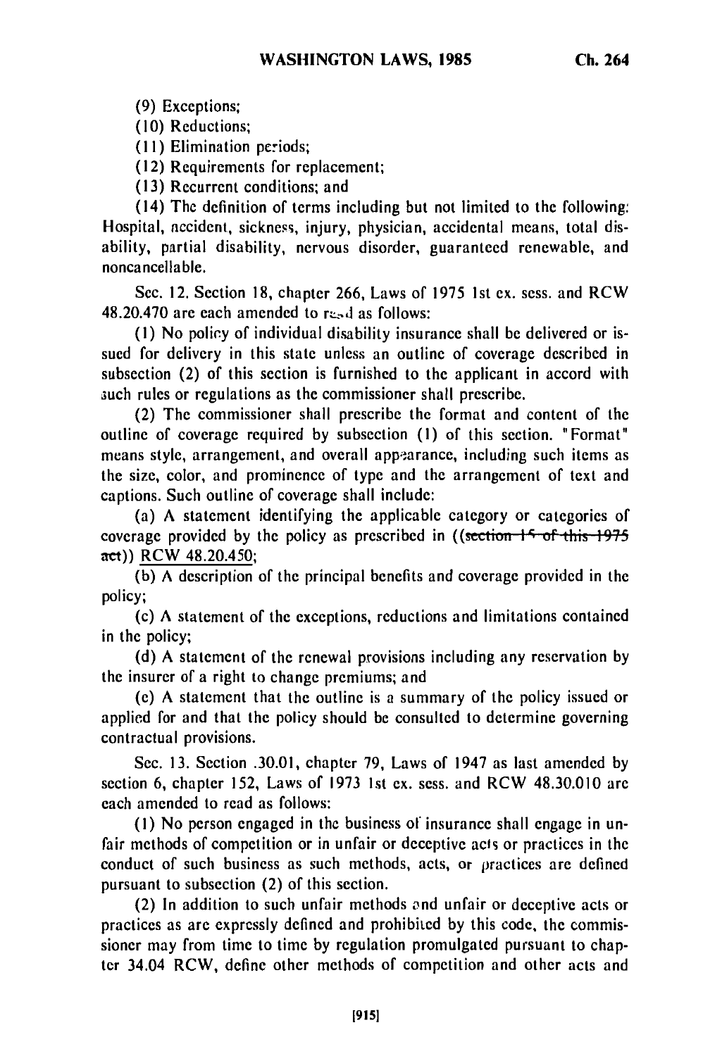(9) Exceptions;

(10) Reductions;

(11) Elimination periods;

(12) Requirements for replacement;

(13) Recurrent conditions; and

(14) The definition of terms including but not limited to the following: Hospital, accident, sickness, injury, physician, accidental means, total disability, partial disability, nervous disorder, guaranteed renewable, and noncancellable.

Sec. 12. Section 18, chapter 266, Laws of 1975 1st ex. sess. and RCW 48.20.470 are each amended to read as follows:

(1) No policy of individual disability insurance shall be delivered or issued for delivery in this state unless an outline of coverage described in subsection (2) of this section is furnished to the applicant in accord with such rules or regulations as the commissioner shall prescribe.

(2) The commissioner shall prescribe the format and content of the outline of coverage required by subsection (1) of this section. "Format" means style, arrangement, and overall appearance, including such items as the size, color, and prominence of type and the arrangement of text and captions. Such outline of coverage shall include:

(a) A statement identifying the applicable category or categories of coverage provided by the policy as prescribed in ((~~section 15 of this 1975 act~~)) RCW 48.20.450;

(b) A description of the principal benefits and coverage provided in the policy;

(c) A statement of the exceptions, reductions and limitations contained in the policy;

(d) A statement of the renewal provisions including any reservation by the insurer of a right to change premiums; and

(e) A statement that the outline is a summary of the policy issued or applied for and that the policy should be consulted to determine governing contractual provisions.

Sec. 13. Section .30.01, chapter 79, Laws of 1947 as last amended by section 6, chapter 152, Laws of 1973 1st ex. sess. and RCW 48.30.010 are each amended to read as follows:

(1) No person engaged in the business of insurance shall engage in unfair methods of competition or in unfair or deceptive acts or practices in the conduct of such business as such methods, acts, or practices are defined pursuant to subsection (2) of this section.

(2) In addition to such unfair methods and unfair or deceptive acts or practices as are expressly defined and prohibited by this code, the commissioner may from time to time by regulation promulgated pursuant to chapter 34.04 RCW, define other methods of competition and other acts and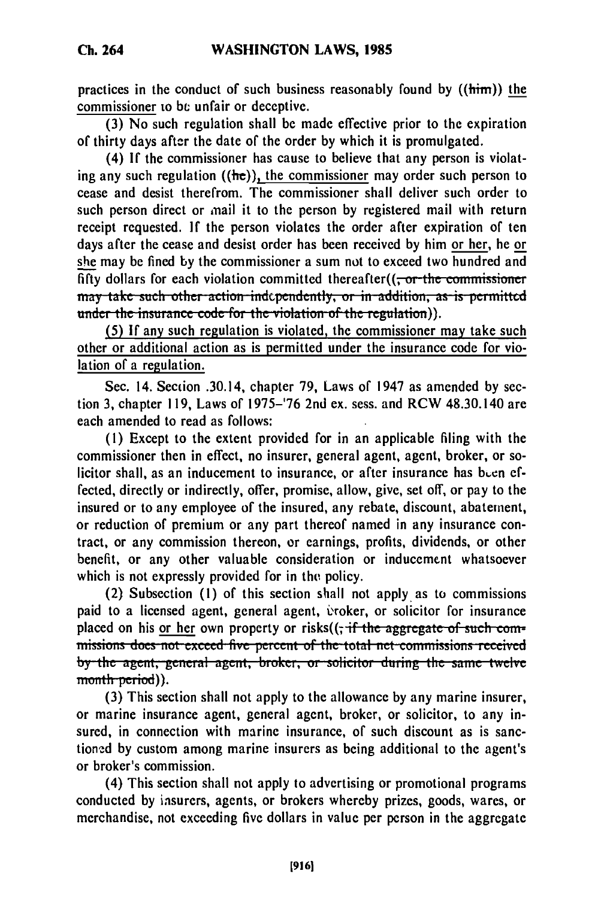practices in the conduct of such business reasonably found by ((him)) the commissioner to be unfair or deceptive.

(3) No such regulation shall be made effective prior to the expiration of thirty days after the date of the order by which it is promulgated.

(4) If the commissioner has cause to believe that any person is violating any such regulation ((he)), the commissioner may order such person to cease and desist therefrom. The commissioner shall deliver such order to such person direct or mail it to the person by registered mail with return receipt requested. If the person violates the order after expiration of ten days after the cease and desist order has been received by him or her, he or she may be fined by the commissioner a sum not to exceed two hundred and fifty dollars for each violation committed thereafter((, or the commissioner may take such other action independently, or in addition, as is permitted under the insurance code for the violation of the regulation)).

(5) If any such regulation is violated, the commissioner may take such other or additional action as is permitted under the insurance code for violation of a regulation.

Sec. 14. Section .30.14, chapter 79, Laws of 1947 as amended by section 3, chapter 119, Laws of 1975–'76 2nd ex. sess. and RCW 48.30.140 are each amended to read as follows:

(1) Except to the extent provided for in an applicable filing with the commissioner then in effect, no insurer, general agent, agent, broker, or solicitor shall, as an inducement to insurance, or after insurance has been effected, directly or indirectly, offer, promise, allow, give, set off, or pay to the insured or to any employee of the insured, any rebate, discount, abatement, or reduction of premium or any part thereof named in any insurance contract, or any commission thereon, or earnings, profits, dividends, or other benefit, or any other valuable consideration or inducement whatsoever which is not expressly provided for in the policy.

(2) Subsection (1) of this section shall not apply as to commissions paid to a licensed agent, general agent, broker, or solicitor for insurance placed on his or her own property or risks((; if the aggregate of such commissions does not exceed five percent of the total net commissions received by the agent, general agent, broker, or solicitor during the same twelve month period)).

(3) This section shall not apply to the allowance by any marine insurer, or marine insurance agent, general agent, broker, or solicitor, to any insured, in connection with marine insurance, of such discount as is sanctioned by custom among marine insurers as being additional to the agent's or broker's commission.

(4) This section shall not apply to advertising or promotional programs conducted by insurers, agents, or brokers whereby prizes, goods, wares, or merchandise, not exceeding five dollars in value per person in the aggregate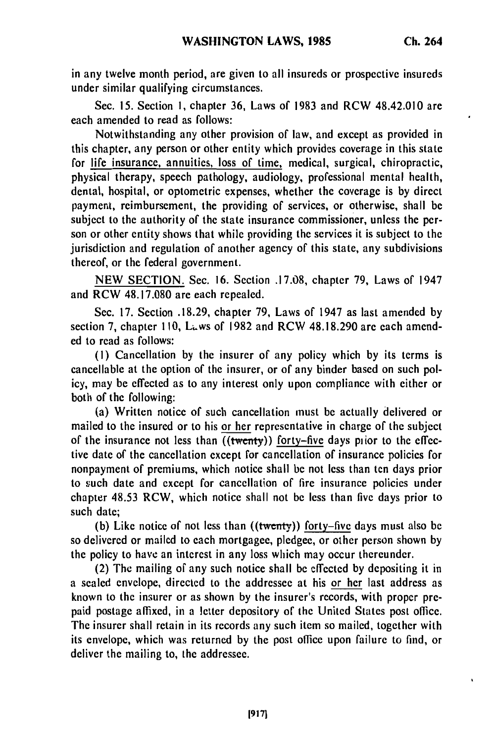in any twelve month period, are given to all insureds or prospective insureds under similar qualifying circumstances.

Sec. 15. Section 1, chapter 36, Laws of 1983 and RCW 48.42.010 are each amended to read as follows:

Notwithstanding any other provision of law, and except as provided in this chapter, any person or other entity which provides coverage in this state for life insurance, annuities, loss of time, medical, surgical, chiropractic, physical therapy, speech pathology, audiology, professional mental health, dental, hospital, or optometric expenses, whether the coverage is by direct payment, reimbursement, the providing of services, or otherwise, shall be subject to the authority of the state insurance commissioner, unless the person or other entity shows that while providing the services it is subject to the jurisdiction and regulation of another agency of this state, any subdivisions thereof, or the federal government.

NEW SECTION. Sec. 16. Section .17.08, chapter 79, Laws of 1947 and RCW 48.17.080 are each repealed.

Sec. 17. Section .18.29, chapter 79, Laws of 1947 as last amended by section 7, chapter 110, Laws of 1982 and RCW 48.18.290 are each amended to read as follows:

(1) Cancellation by the insurer of any policy which by its terms is cancellable at the option of the insurer, or of any binder based on such policy, may be effected as to any interest only upon compliance with either or both of the following:

(a) Written notice of such cancellation must be actually delivered or mailed to the insured or to his or her representative in charge of the subject of the insurance not less than ((~~twenty~~)) forty-five days prior to the effective date of the cancellation except for cancellation of insurance policies for nonpayment of premiums, which notice shall be not less than ten days prior to such date and except for cancellation of fire insurance policies under chapter 48.53 RCW, which notice shall not be less than five days prior to such date;

(b) Like notice of not less than ((~~twenty~~)) forty-five days must also be so delivered or mailed to each mortgagee, pledgee, or other person shown by the policy to have an interest in any loss which may occur thereunder.

(2) The mailing of any such notice shall be effected by depositing it in a sealed envelope, directed to the addressee at his or her last address as known to the insurer or as shown by the insurer's records, with proper prepaid postage affixed, in a letter depository of the United States post office. The insurer shall retain in its records any such item so mailed, together with its envelope, which was returned by the post office upon failure to find, or deliver the mailing to, the addressee.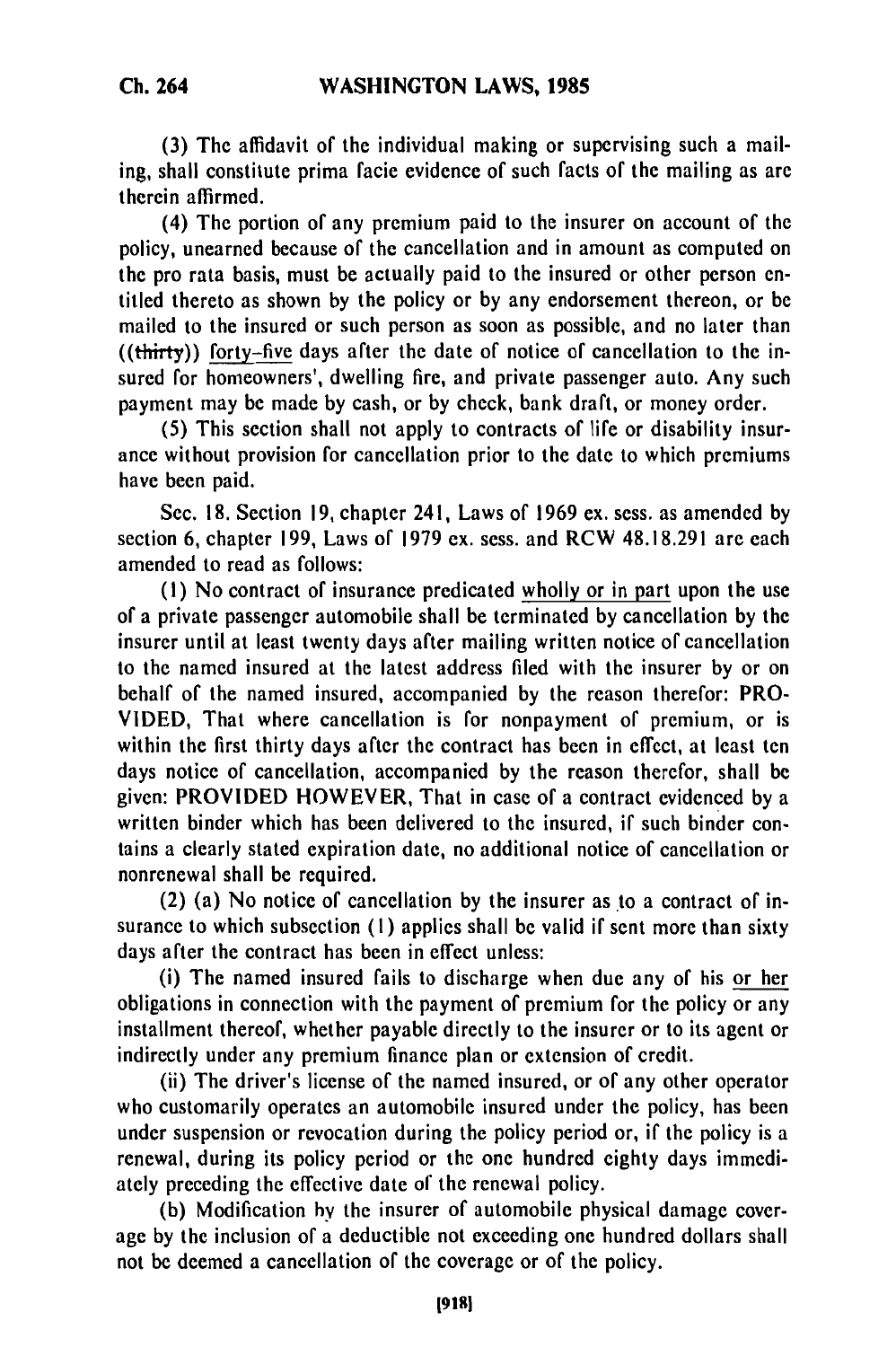(3) The affidavit of the individual making or supervising such a mailing, shall constitute prima facie evidence of such facts of the mailing as are therein affirmed.

(4) The portion of any premium paid to the insurer on account of the policy, unearned because of the cancellation and in amount as computed on the pro rata basis, must be actually paid to the insured or other person entitled thereto as shown by the policy or by any endorsement thereon, or be mailed to the insured or such person as soon as possible, and no later than ((~~thirty~~)) forty-five days after the date of notice of cancellation to the insured for homeowners', dwelling fire, and private passenger auto. Any such payment may be made by cash, or by check, bank draft, or money order.

(5) This section shall not apply to contracts of life or disability insurance without provision for cancellation prior to the date to which premiums have been paid.

Sec. 18. Section 19, chapter 241, Laws of 1969 ex. sess. as amended by section 6, chapter 199, Laws of 1979 ex. sess. and RCW 48.18.291 are each amended to read as follows:

(1) No contract of insurance predicated wholly or in part upon the use of a private passenger automobile shall be terminated by cancellation by the insurer until at least twenty days after mailing written notice of cancellation to the named insured at the latest address filed with the insurer by or on behalf of the named insured, accompanied by the reason therefor: PROVIDED, That where cancellation is for nonpayment of premium, or is within the first thirty days after the contract has been in effect, at least ten days notice of cancellation, accompanied by the reason therefor, shall be given: PROVIDED HOWEVER, That in case of a contract evidenced by a written binder which has been delivered to the insured, if such binder contains a clearly stated expiration date, no additional notice of cancellation or nonrenewal shall be required.

(2) (a) No notice of cancellation by the insurer as to a contract of insurance to which subsection (1) applies shall be valid if sent more than sixty days after the contract has been in effect unless:

(i) The named insured fails to discharge when due any of his or her obligations in connection with the payment of premium for the policy or any installment thereof, whether payable directly to the insurer or to its agent or indirectly under any premium finance plan or extension of credit.

(ii) The driver's license of the named insured, or of any other operator who customarily operates an automobile insured under the policy, has been under suspension or revocation during the policy period or, if the policy is a renewal, during its policy period or the one hundred eighty days immediately preceding the effective date of the renewal policy.

(b) Modification by the insurer of automobile physical damage coverage by the inclusion of a deductible not exceeding one hundred dollars shall not be deemed a cancellation of the coverage or of the policy.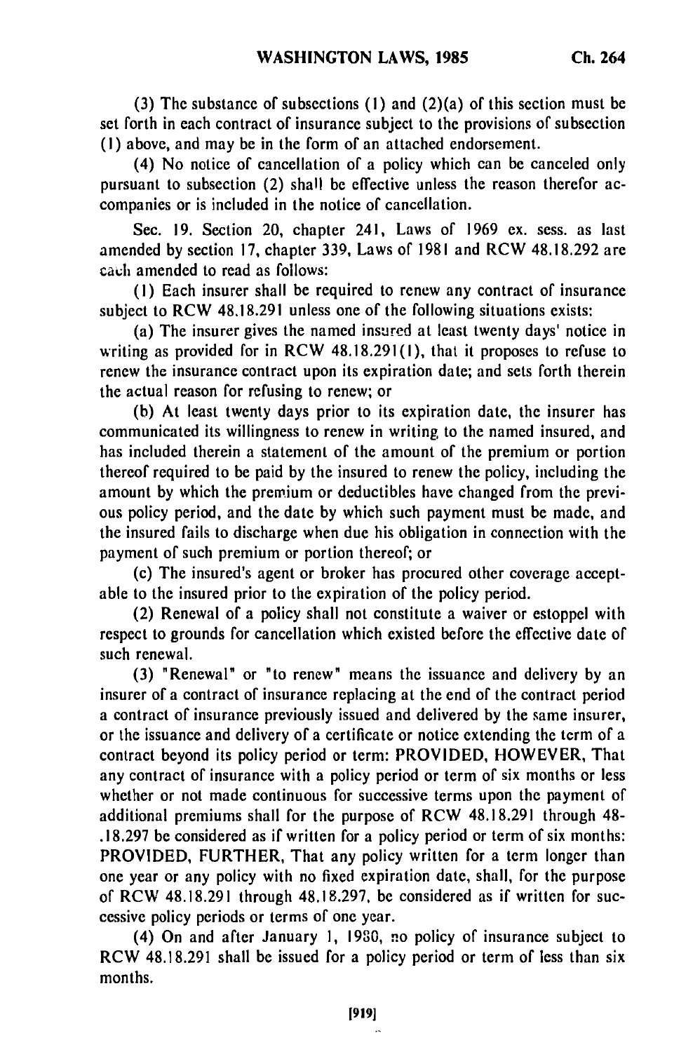(3) The substance of subsections (1) and (2)(a) of this section must be set forth in each contract of insurance subject to the provisions of subsection (1) above, and may be in the form of an attached endorsement.

(4) No notice of cancellation of a policy which can be canceled only pursuant to subsection (2) shall be effective unless the reason therefor accompanies or is included in the notice of cancellation.

Sec. 19. Section 20, chapter 241, Laws of 1969 ex. sess. as last amended by section 17, chapter 339, Laws of 1981 and RCW 48.18.292 are each amended to read as follows:

(1) Each insurer shall be required to renew any contract of insurance subject to RCW 48.18.291 unless one of the following situations exists:

(a) The insurer gives the named insured at least twenty days' notice in writing as provided for in RCW 48.18.291(1), that it proposes to refuse to renew the insurance contract upon its expiration date; and sets forth therein the actual reason for refusing to renew; or

(b) At least twenty days prior to its expiration date, the insurer has communicated its willingness to renew in writing to the named insured, and has included therein a statement of the amount of the premium or portion thereof required to be paid by the insured to renew the policy, including the amount by which the premium or deductibles have changed from the previous policy period, and the date by which such payment must be made, and the insured fails to discharge when due his obligation in connection with the payment of such premium or portion thereof; or

(c) The insured's agent or broker has procured other coverage acceptable to the insured prior to the expiration of the policy period.

(2) Renewal of a policy shall not constitute a waiver or estoppel with respect to grounds for cancellation which existed before the effective date of such renewal.

(3) "Renewal" or "to renew" means the issuance and delivery by an insurer of a contract of insurance replacing at the end of the contract period a contract of insurance previously issued and delivered by the same insurer, or the issuance and delivery of a certificate or notice extending the term of a contract beyond its policy period or term: PROVIDED, HOWEVER, That any contract of insurance with a policy period or term of six months or less whether or not made continuous for successive terms upon the payment of additional premiums shall for the purpose of RCW 48.18.291 through 48-.18.297 be considered as if written for a policy period or term of six months: PROVIDED, FURTHER, That any policy written for a term longer than one year or any policy with no fixed expiration date, shall, for the purpose of RCW 48.18.291 through 48.18.297, be considered as if written for successive policy periods or terms of one year.

(4) On and after January 1, 1980, no policy of insurance subject to RCW 48.18.291 shall be issued for a policy period or term of less than six months.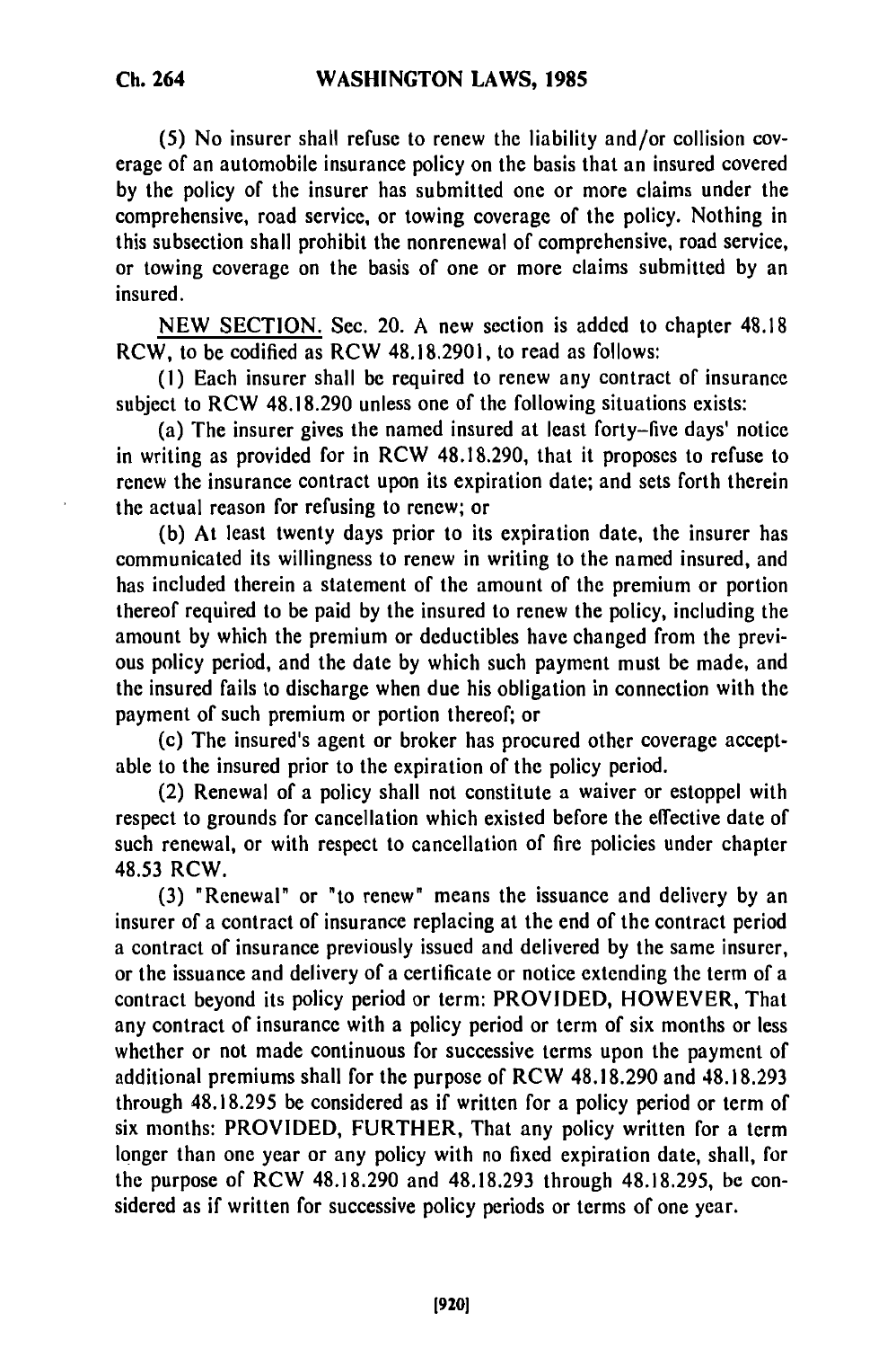(5) No insurer shall refuse to renew the liability and/or collision coverage of an automobile insurance policy on the basis that an insured covered by the policy of the insurer has submitted one or more claims under the comprehensive, road service, or towing coverage of the policy. Nothing in this subsection shall prohibit the nonrenewal of comprehensive, road service, or towing coverage on the basis of one or more claims submitted by an insured.

NEW SECTION. Sec. 20. A new section is added to chapter 48.18 RCW, to be codified as RCW 48.18.2901, to read as follows:

(1) Each insurer shall be required to renew any contract of insurance subject to RCW 48.18.290 unless one of the following situations exists:

(a) The insurer gives the named insured at least forty-five days' notice in writing as provided for in RCW 48.18.290, that it proposes to refuse to renew the insurance contract upon its expiration date; and sets forth therein the actual reason for refusing to renew; or

(b) At least twenty days prior to its expiration date, the insurer has communicated its willingness to renew in writing to the named insured, and has included therein a statement of the amount of the premium or portion thereof required to be paid by the insured to renew the policy, including the amount by which the premium or deductibles have changed from the previous policy period, and the date by which such payment must be made, and the insured fails to discharge when due his obligation in connection with the payment of such premium or portion thereof; or

(c) The insured's agent or broker has procured other coverage acceptable to the insured prior to the expiration of the policy period.

(2) Renewal of a policy shall not constitute a waiver or estoppel with respect to grounds for cancellation which existed before the effective date of such renewal, or with respect to cancellation of fire policies under chapter 48.53 RCW.

(3) "Renewal" or "to renew" means the issuance and delivery by an insurer of a contract of insurance replacing at the end of the contract period a contract of insurance previously issued and delivered by the same insurer, or the issuance and delivery of a certificate or notice extending the term of a contract beyond its policy period or term: PROVIDED, HOWEVER, That any contract of insurance with a policy period or term of six months or less whether or not made continuous for successive terms upon the payment of additional premiums shall for the purpose of RCW 48.18.290 and 48.18.293 through 48.18.295 be considered as if written for a policy period or term of six months: PROVIDED, FURTHER, That any policy written for a term longer than one year or any policy with no fixed expiration date, shall, for the purpose of RCW 48.18.290 and 48.18.293 through 48.18.295, be considered as if written for successive policy periods or terms of one year.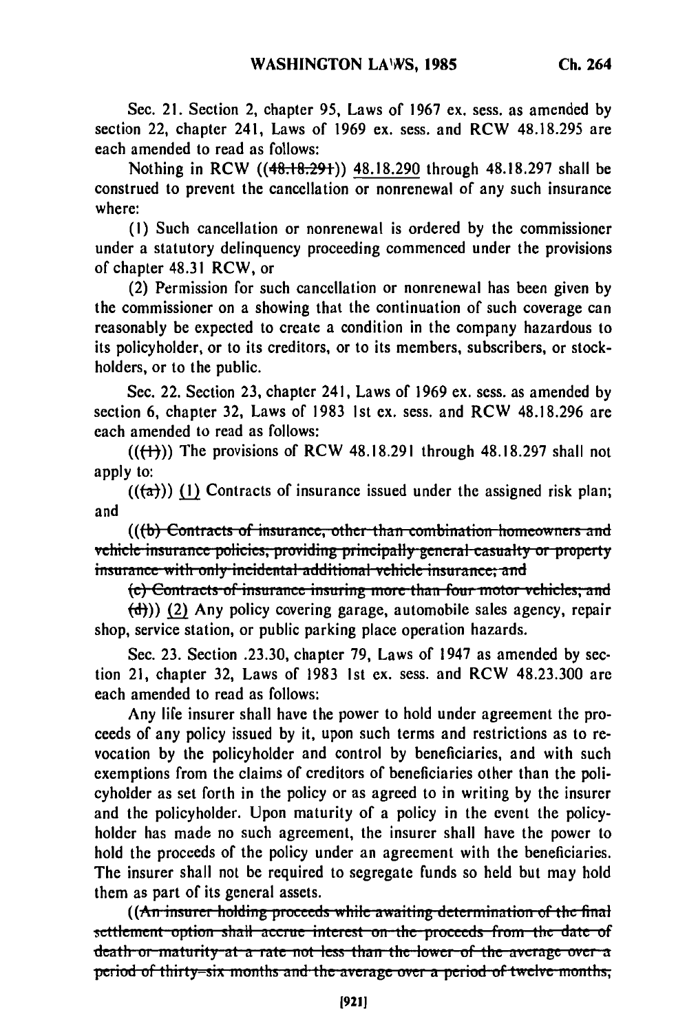Sec. 21. Section 2, chapter 95, Laws of 1967 ex. sess. as amended by section 22, chapter 241, Laws of 1969 ex. sess. and RCW 48.18.295 are each amended to read as follows:

Nothing in RCW ((~~48.18.291~~)) 48.18.290 through 48.18.297 shall be construed to prevent the cancellation or nonrenewal of any such insurance where:

(1) Such cancellation or nonrenewal is ordered by the commissioner under a statutory delinquency proceeding commenced under the provisions of chapter 48.31 RCW, or

(2) Permission for such cancellation or nonrenewal has been given by the commissioner on a showing that the continuation of such coverage can reasonably be expected to create a condition in the company hazardous to its policyholder, or to its creditors, or to its members, subscribers, or stockholders, or to the public.

Sec. 22. Section 23, chapter 241, Laws of 1969 ex. sess. as amended by section 6, chapter 32, Laws of 1983 1st ex. sess. and RCW 48.18.296 are each amended to read as follows:

((~~(1)~~)) The provisions of RCW 48.18.291 through 48.18.297 shall not apply to:

((~~(a)~~)) (1) Contracts of insurance issued under the assigned risk plan; and

((~~(b) Contracts of insurance, other than combination homeowners and vehicle insurance policies, providing principally general casualty or property insurance with only incidental additional vehicle insurance; and~~

~~(c) Contracts of insurance insuring more than four motor vehicles; and~~

~~(d)~~)) (2) Any policy covering garage, automobile sales agency, repair shop, service station, or public parking place operation hazards.

Sec. 23. Section .23.30, chapter 79, Laws of 1947 as amended by section 21, chapter 32, Laws of 1983 1st ex. sess. and RCW 48.23.300 are each amended to read as follows:

Any life insurer shall have the power to hold under agreement the proceeds of any policy issued by it, upon such terms and restrictions as to revocation by the policyholder and control by beneficiaries, and with such exemptions from the claims of creditors of beneficiaries other than the policyholder as set forth in the policy or as agreed to in writing by the insurer and the policyholder. Upon maturity of a policy in the event the policyholder has made no such agreement, the insurer shall have the power to hold the proceeds of the policy under an agreement with the beneficiaries. The insurer shall not be required to segregate funds so held but may hold them as part of its general assets.

((~~An insurer holding proceeds while awaiting determination of the final settlement option shall accrue interest on the proceeds from the date of death or maturity at a rate not less than the lower of the average over a period of thirty-six months and the average over a period of twelve months,~~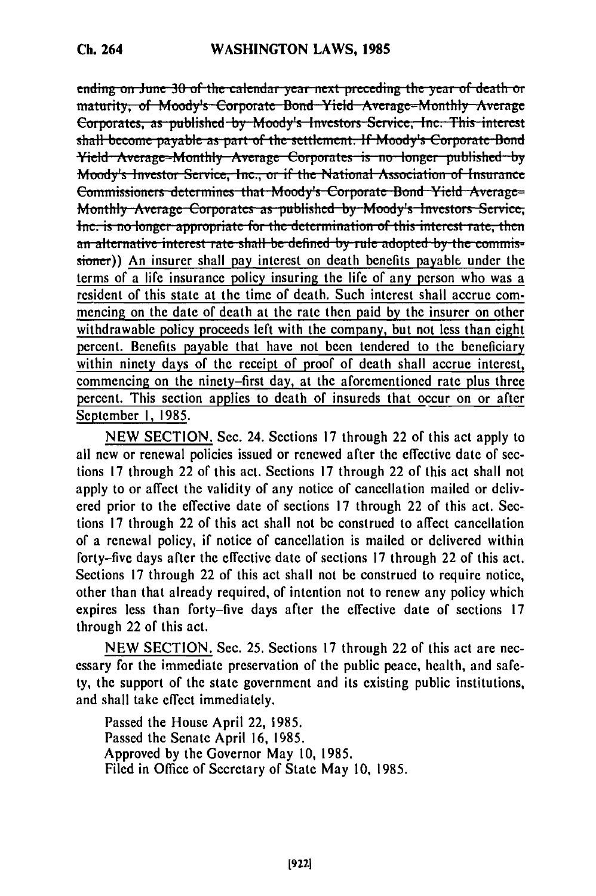~~ending on June 30 of the calendar year next preceding the year of death or maturity, of Moody's Corporate Bond Yield Average-Monthly Average Corporates, as published by Moody's Investors Service, Inc. This interest shall become payable as part of the settlement. If Moody's Corporate Bond Yield Average-Monthly Average Corporates is no longer published by Moody's Investor Service, Inc., or if the National Association of Insurance Commissioners determines that Moody's Corporate Bond Yield Average-Monthly Average Corporates as published by Moody's Investors Service, Inc. is no longer appropriate for the determination of this interest rate, then an alternative interest rate shall be defined by rule adopted by the commissioner~~)) <u>An insurer shall pay interest on death benefits payable under the terms of a life insurance policy insuring the life of any person who was a resident of this state at the time of death. Such interest shall accrue commencing on the date of death at the rate then paid by the insurer on other withdrawable policy proceeds left with the company, but not less than eight percent. Benefits payable that have not been tendered to the beneficiary within ninety days of the receipt of proof of death shall accrue interest, commencing on the ninety-first day, at the aforementioned rate plus three percent. This section applies to death of insureds that occur on or after September 1, 1985.</u>

<u>NEW SECTION.</u> Sec. 24. Sections 17 through 22 of this act apply to all new or renewal policies issued or renewed after the effective date of sections 17 through 22 of this act. Sections 17 through 22 of this act shall not apply to or affect the validity of any notice of cancellation mailed or delivered prior to the effective date of sections 17 through 22 of this act. Sections 17 through 22 of this act shall not be construed to affect cancellation of a renewal policy, if notice of cancellation is mailed or delivered within forty-five days after the effective date of sections 17 through 22 of this act. Sections 17 through 22 of this act shall not be construed to require notice, other than that already required, of intention not to renew any policy which expires less than forty-five days after the effective date of sections 17 through 22 of this act.

<u>NEW SECTION.</u> Sec. 25. Sections 17 through 22 of this act are necessary for the immediate preservation of the public peace, health, and safety, the support of the state government and its existing public institutions, and shall take effect immediately.

Passed the House April 22, 1985.
Passed the Senate April 16, 1985.
Approved by the Governor May 10, 1985.
Filed in Office of Secretary of State May 10, 1985.